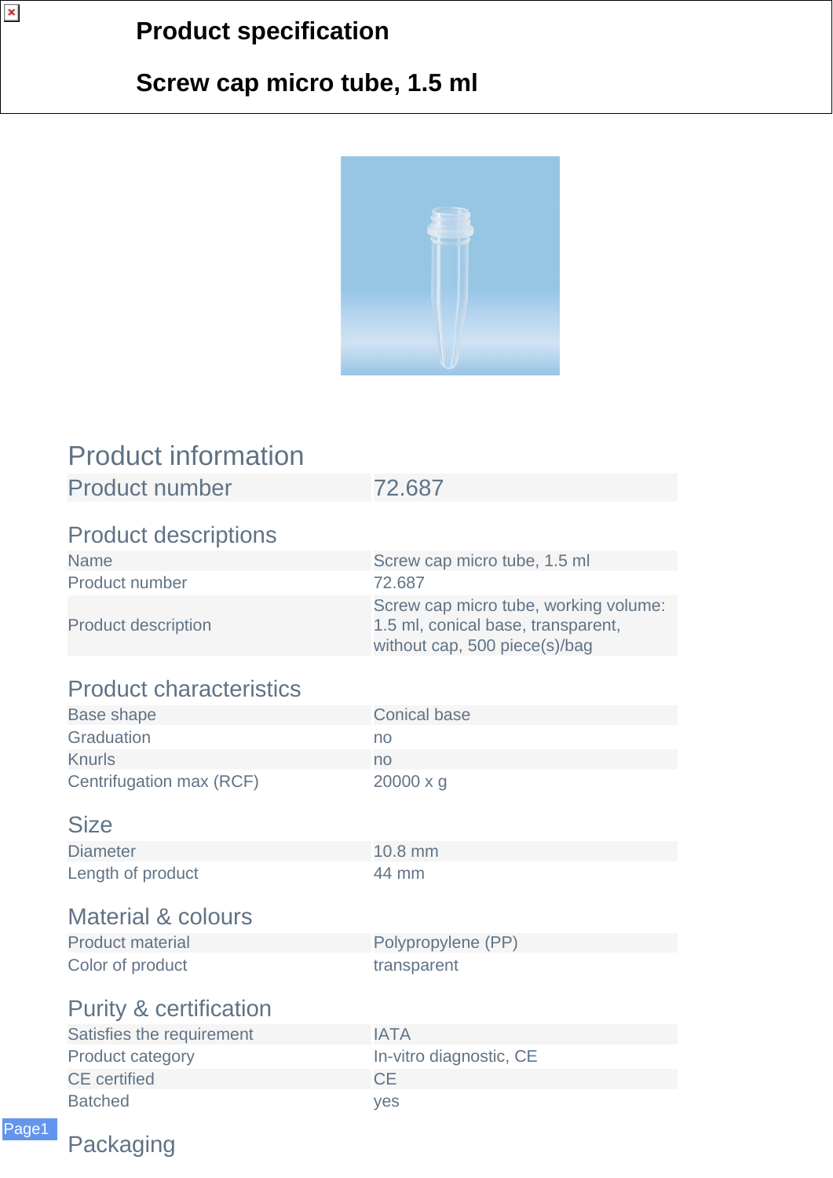# Product specification

# Screw cap micro tube, 1.5 ml

## Product information

| Product number | 72.687 |
| --- | --- |

### Product descriptions

| | |
| --- | --- |
| Name | Screw cap micro tube, 1.5 ml |
| Product number | 72.687 |
| Product description | Screw cap micro tube, working volume: 1.5 ml, conical base, transparent, without cap, 500 piece(s)/bag |

### Product characteristics

| | |
| --- | --- |
| Base shape | Conical base |
| Graduation | no |
| Knurls | no |
| Centrifugation max (RCF) | 20000 x g |

### Size

| | |
| --- | --- |
| Diameter | 10.8 mm |
| Length of product | 44 mm |

### Material & colours

| | |
| --- | --- |
| Product material | Polypropylene (PP) |
| Color of product | transparent |

### Purity & certification

| | |
| --- | --- |
| Satisfies the requirement | IATA |
| Product category | In-vitro diagnostic, CE |
| CE certified | CE |
| Batched | yes |

### Packaging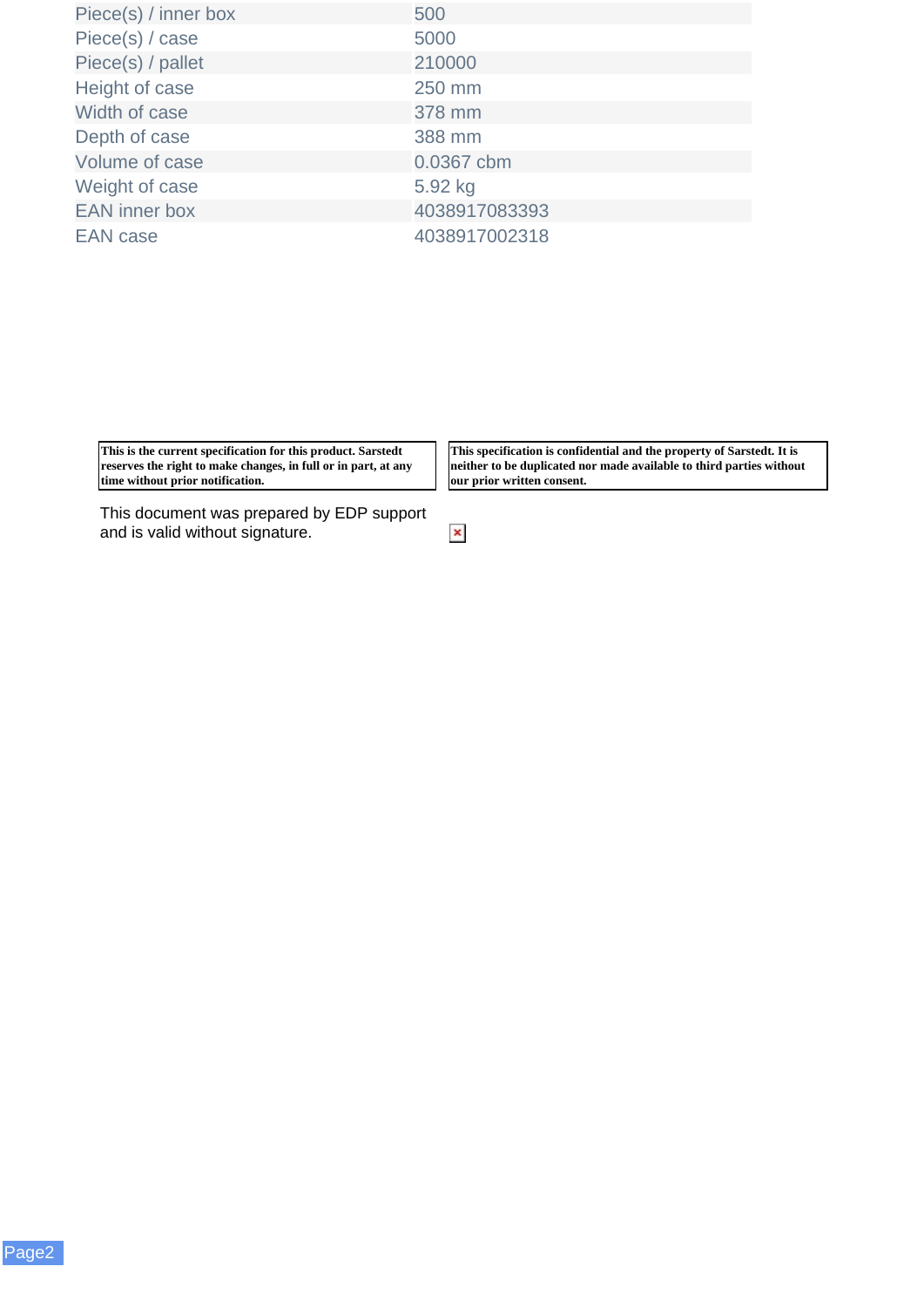| | |
|---|---|
| Piece(s) / inner box | 500 |
| Piece(s) / case | 5000 |
| Piece(s) / pallet | 210000 |
| Height of case | 250 mm |
| Width of case | 378 mm |
| Depth of case | 388 mm |
| Volume of case | 0.0367 cbm |
| Weight of case | 5.92 kg |
| EAN inner box | 4038917083393 |
| EAN case | 4038917002318 |

**This is the current specification for this product. Sarstedt reserves the right to make changes, in full or in part, at any time without prior notification.**

**This specification is confidential and the property of Sarstedt. It is neither to be duplicated nor made available to third parties without our prior written consent.**

This document was prepared by EDP support and is valid without signature.